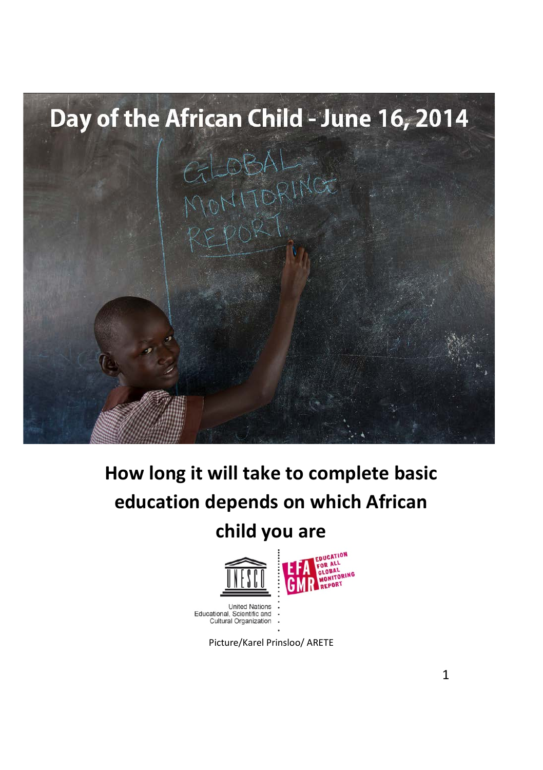# Day of the African Child - June 16, 2014

## How long it will take to complete basic education depends on which African child you are

United Nations Educational, Scientific and Cultural Organization

EDUCATION FOR ALL GLOBAL MONITORING REPORT

Picture/Karel Prinsloo/ ARETE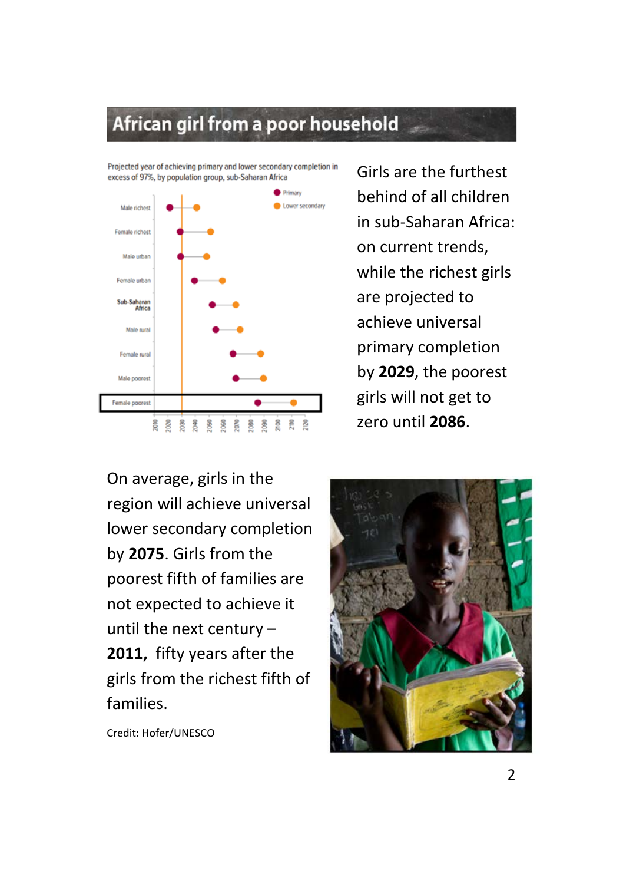# African girl from a poor household

Projected year of achieving primary and lower secondary completion in excess of 97%, by population group, sub-Saharan Africa

Girls are the furthest behind of all children in sub-Saharan Africa: on current trends, while the richest girls are projected to achieve universal primary completion by **2029**, the poorest girls will not get to zero until **2086**.

On average, girls in the region will achieve universal lower secondary completion by **2075**. Girls from the poorest fifth of families are not expected to achieve it until the next century – **2011,** fifty years after the girls from the richest fifth of families.

Credit: Hofer/UNESCO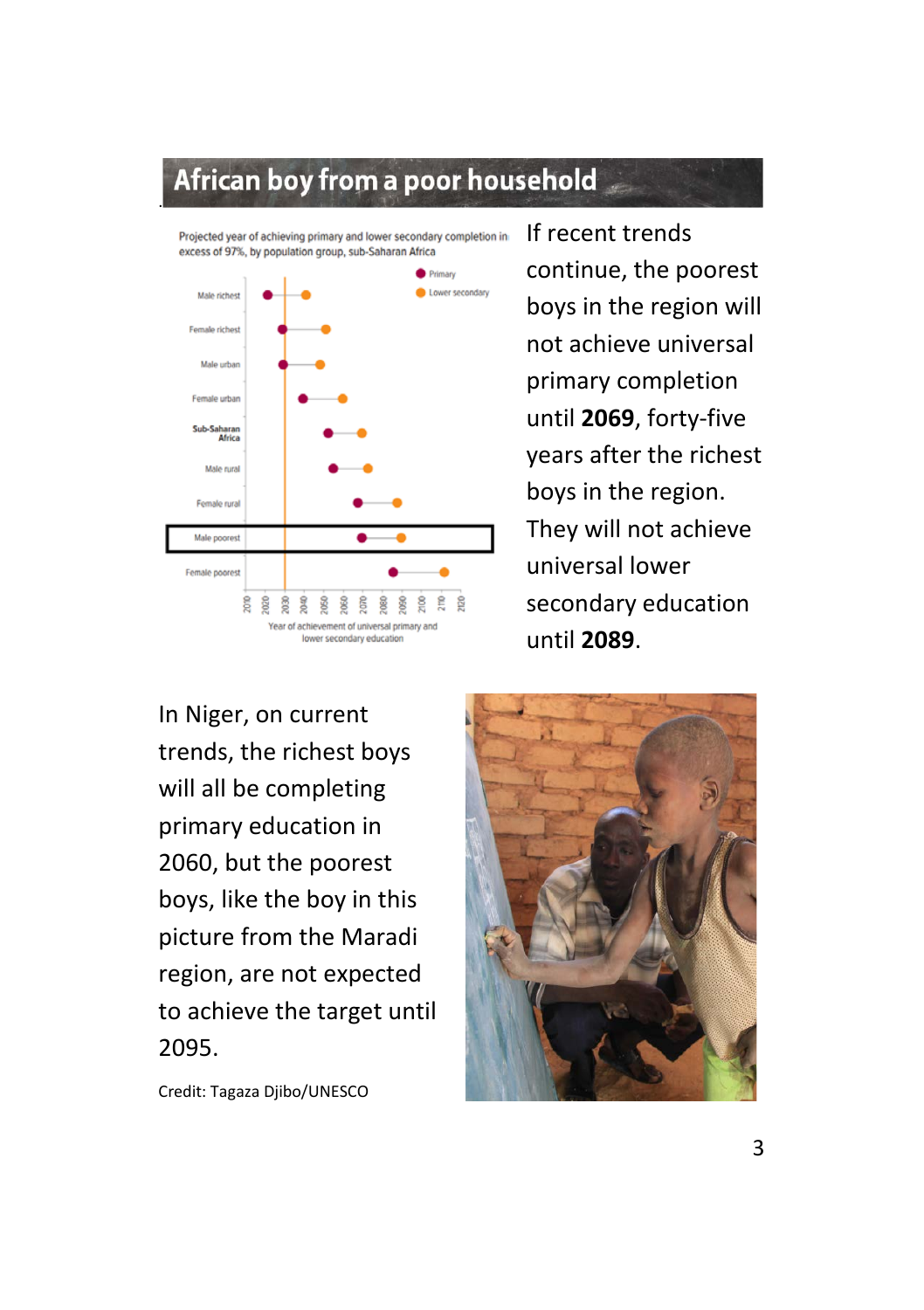## African boy from a poor household

Projected year of achieving primary and lower secondary completion in excess of 97%, by population group, sub-Saharan Africa

If recent trends continue, the poorest boys in the region will not achieve universal primary completion until **2069**, forty-five years after the richest boys in the region. They will not achieve universal lower secondary education until **2089**.

In Niger, on current trends, the richest boys will all be completing primary education in 2060, but the poorest boys, like the boy in this picture from the Maradi region, are not expected to achieve the target until 2095.

Credit: Tagaza Djibo/UNESCO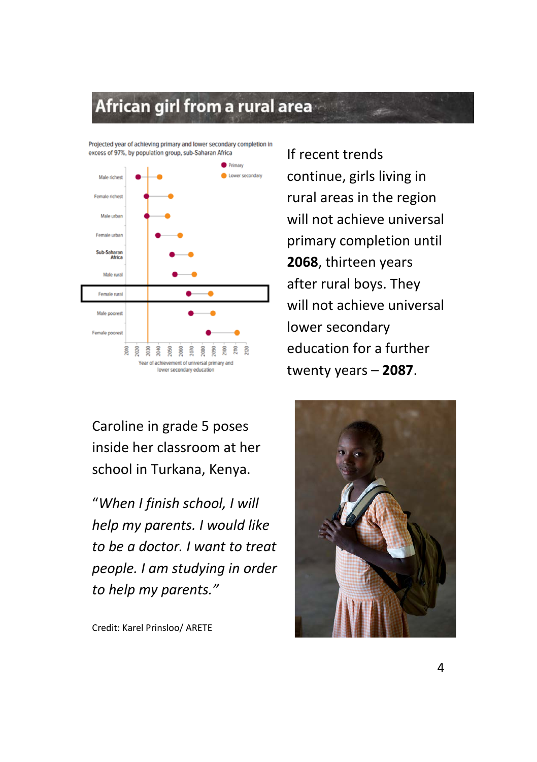# African girl from a rural area

Projected year of achieving primary and lower secondary completion in excess of 97%, by population group, sub-Saharan Africa

If recent trends continue, girls living in rural areas in the region will not achieve universal primary completion until **2068**, thirteen years after rural boys. They will not achieve universal lower secondary education for a further twenty years – **2087**.

Caroline in grade 5 poses inside her classroom at her school in Turkana, Kenya.

*"When I finish school, I will help my parents. I would like to be a doctor. I want to treat people. I am studying in order to help my parents."*

Credit: Karel Prinsloo/ ARETE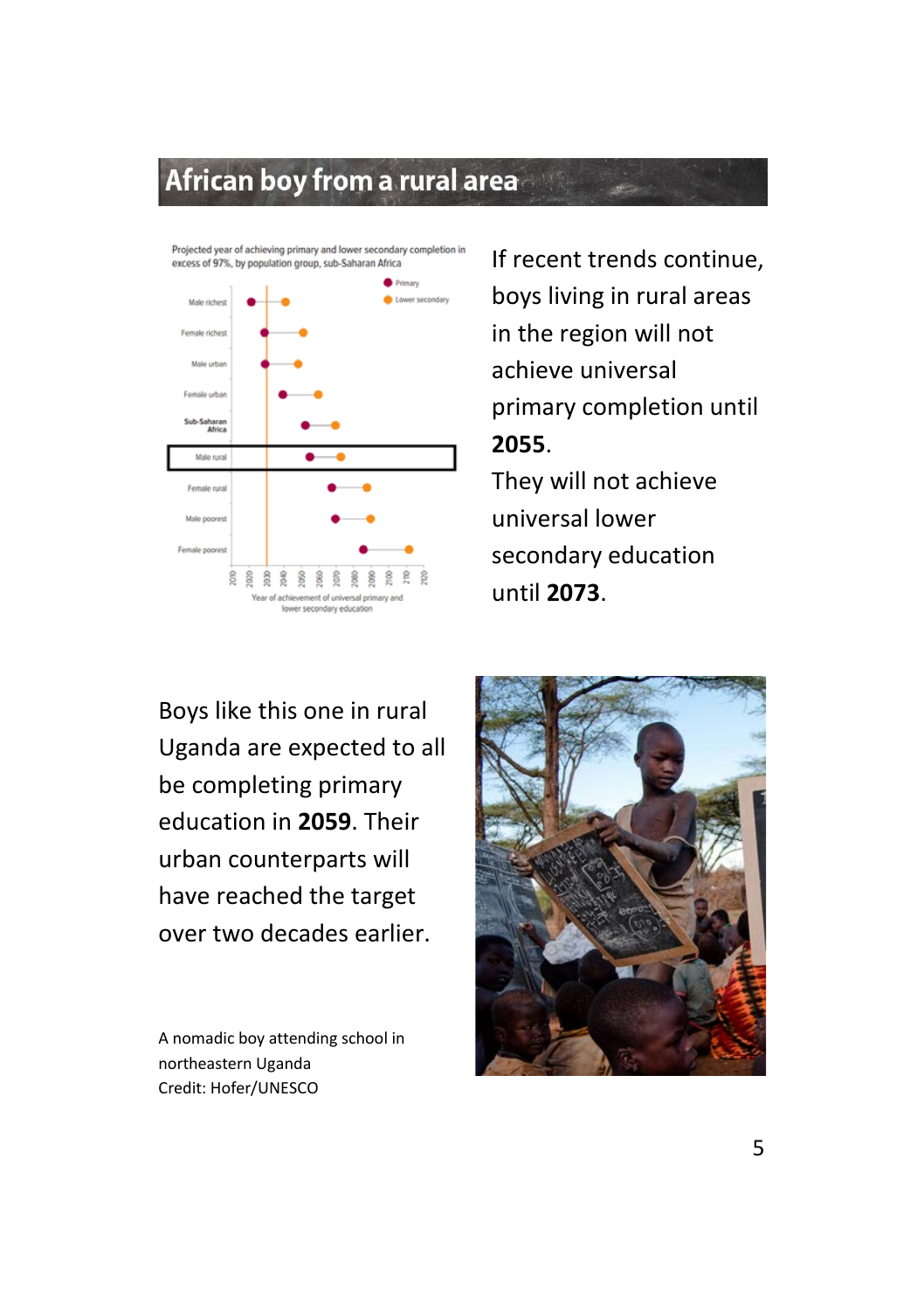## African boy from a rural area

Projected year of achieving primary and lower secondary completion in excess of 97%, by population group, sub-Saharan Africa

If recent trends continue, boys living in rural areas in the region will not achieve universal primary completion until **2055**.

They will not achieve universal lower secondary education until **2073**.

Boys like this one in rural Uganda are expected to all be completing primary education in **2059**. Their urban counterparts will have reached the target over two decades earlier.

A nomadic boy attending school in northeastern Uganda
Credit: Hofer/UNESCO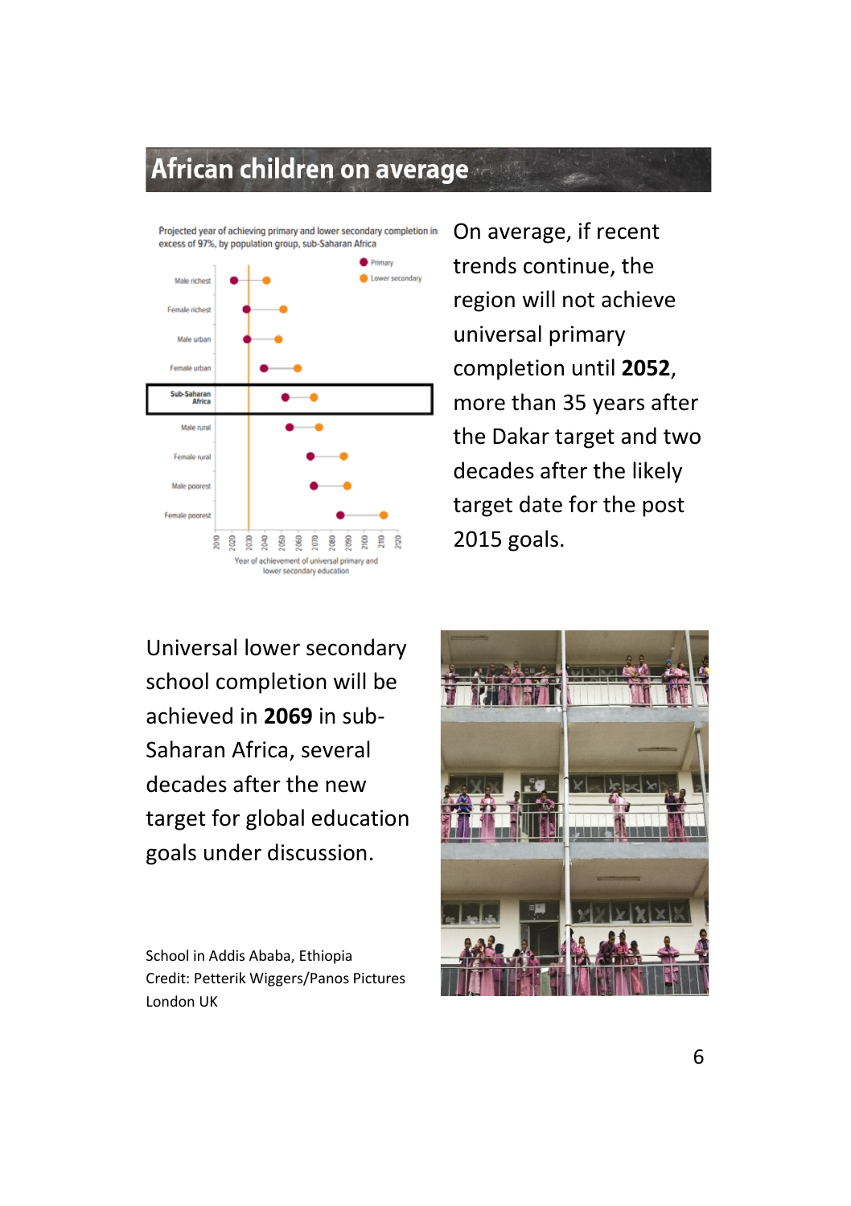# African children on average

Projected year of achieving primary and lower secondary completion in excess of 97%, by population group, sub-Saharan Africa

On average, if recent trends continue, the region will not achieve universal primary completion until **2052**, more than 35 years after the Dakar target and two decades after the likely target date for the post 2015 goals.

Universal lower secondary school completion will be achieved in **2069** in sub-Saharan Africa, several decades after the new target for global education goals under discussion.

School in Addis Ababa, Ethiopia
Credit: Petterik Wiggers/Panos Pictures London UK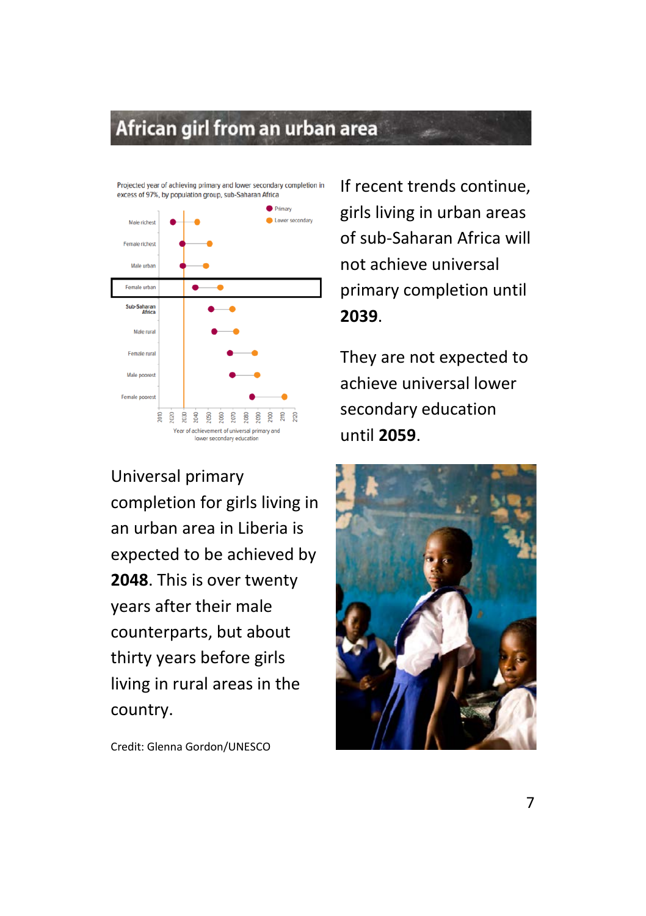# African girl from an urban area

Projected year of achieving primary and lower secondary completion in excess of 97%, by population group, sub-Saharan Africa

If recent trends continue, girls living in urban areas of sub-Saharan Africa will not achieve universal primary completion until **2039**.

They are not expected to achieve universal lower secondary education until **2059**.

Universal primary completion for girls living in an urban area in Liberia is expected to be achieved by **2048**. This is over twenty years after their male counterparts, but about thirty years before girls living in rural areas in the country.

Credit: Glenna Gordon/UNESCO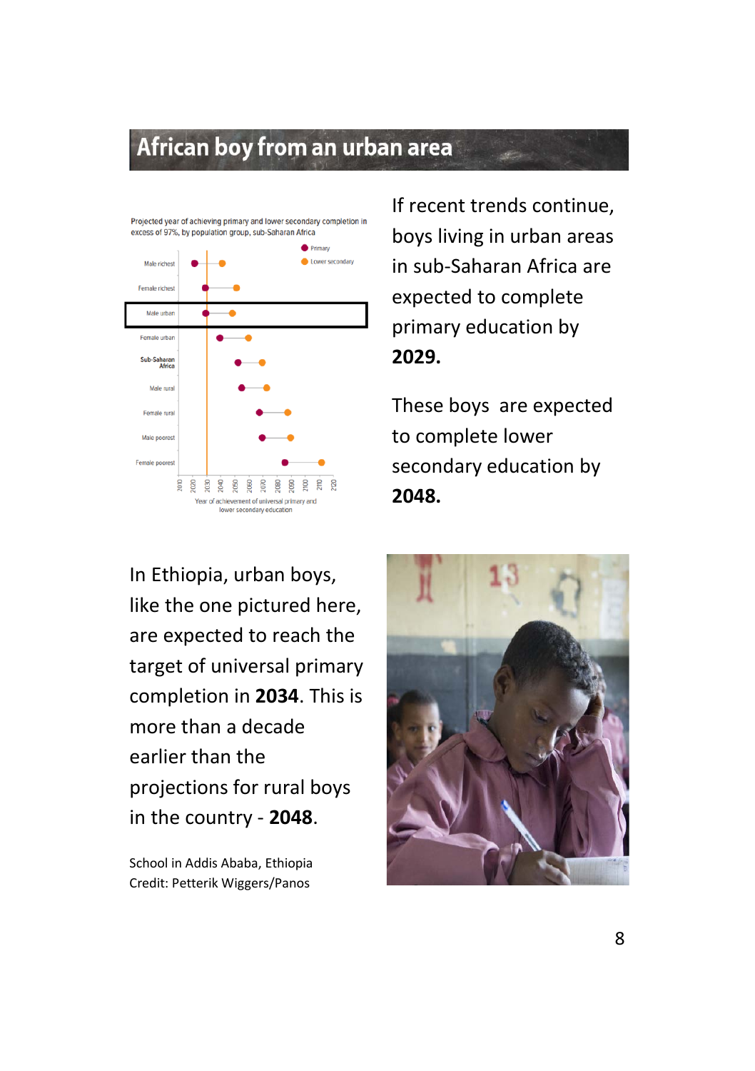# African boy from an urban area

Projected year of achieving primary and lower secondary completion in excess of 97%, by population group, sub-Saharan Africa

If recent trends continue, boys living in urban areas in sub-Saharan Africa are expected to complete primary education by **2029.**

These boys are expected to complete lower secondary education by **2048.**

In Ethiopia, urban boys, like the one pictured here, are expected to reach the target of universal primary completion in **2034**. This is more than a decade earlier than the projections for rural boys in the country - **2048**.

School in Addis Ababa, Ethiopia
Credit: Petterik Wiggers/Panos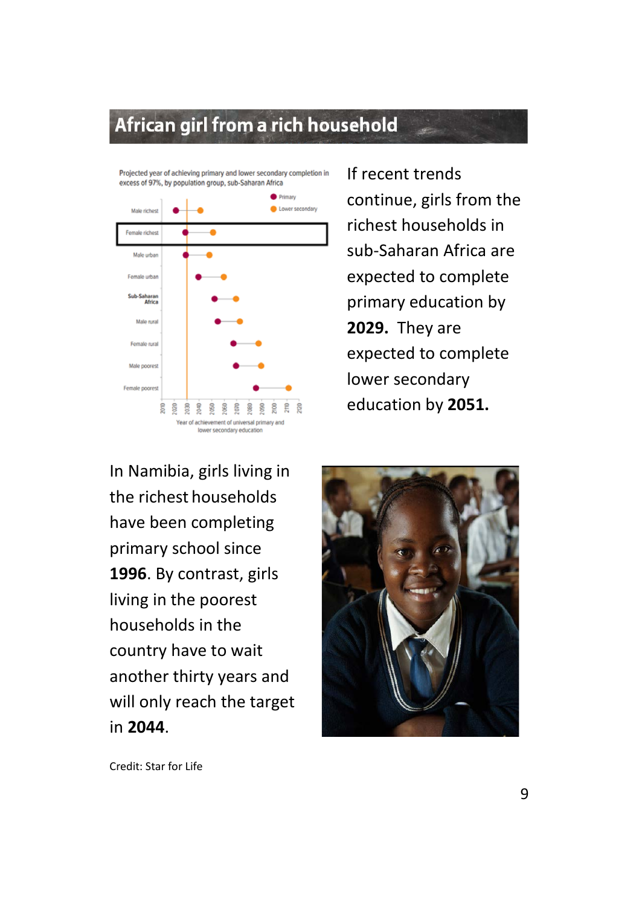## African girl from a rich household

Projected year of achieving primary and lower secondary completion in excess of 97%, by population group, sub-Saharan Africa

If recent trends continue, girls from the richest households in sub-Saharan Africa are expected to complete primary education by **2029.** They are expected to complete lower secondary education by **2051.**

In Namibia, girls living in the richest households have been completing primary school since **1996**. By contrast, girls living in the poorest households in the country have to wait another thirty years and will only reach the target in **2044**.

Credit: Star for Life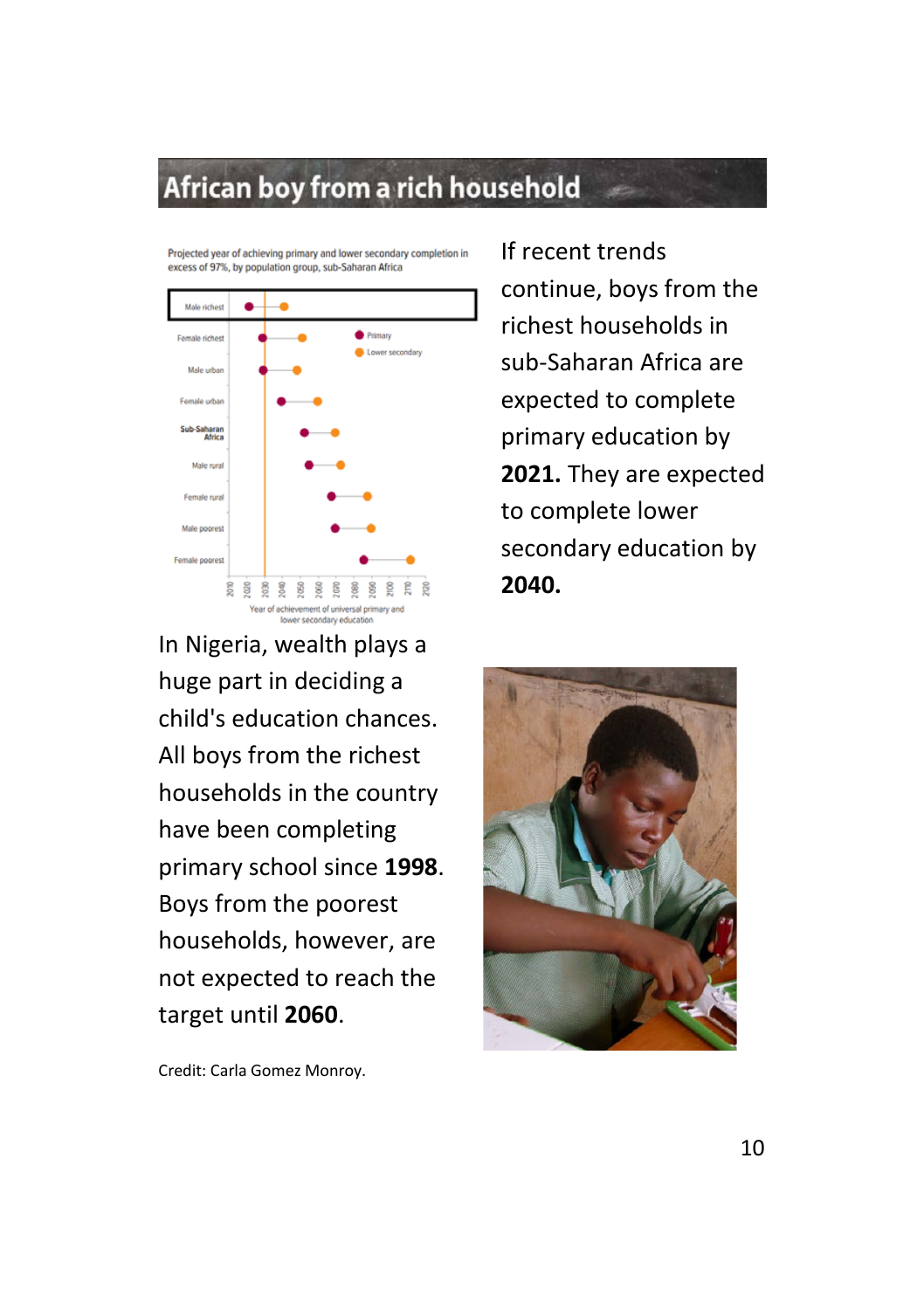# African boy from a rich household

Projected year of achieving primary and lower secondary completion in excess of 97%, by population group, sub-Saharan Africa

If recent trends continue, boys from the richest households in sub-Saharan Africa are expected to complete primary education by **2021.** They are expected to complete lower secondary education by **2040.**

In Nigeria, wealth plays a huge part in deciding a child's education chances. All boys from the richest households in the country have been completing primary school since **1998**. Boys from the poorest households, however, are not expected to reach the target until **2060**.

Credit: Carla Gomez Monroy.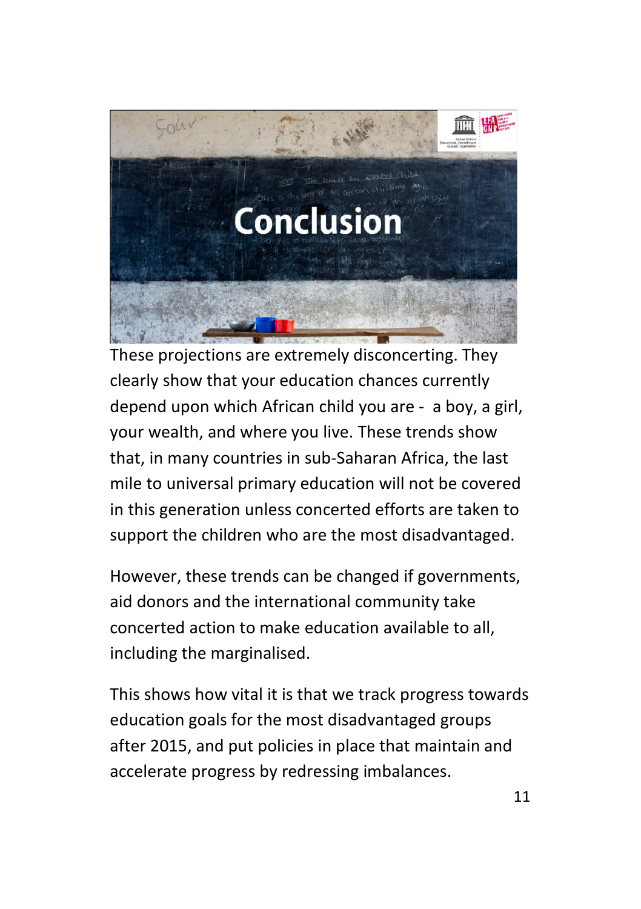# Conclusion

These projections are extremely disconcerting. They clearly show that your education chances currently depend upon which African child you are - a boy, a girl, your wealth, and where you live. These trends show that, in many countries in sub-Saharan Africa, the last mile to universal primary education will not be covered in this generation unless concerted efforts are taken to support the children who are the most disadvantaged.

However, these trends can be changed if governments, aid donors and the international community take concerted action to make education available to all, including the marginalised.

This shows how vital it is that we track progress towards education goals for the most disadvantaged groups after 2015, and put policies in place that maintain and accelerate progress by redressing imbalances.